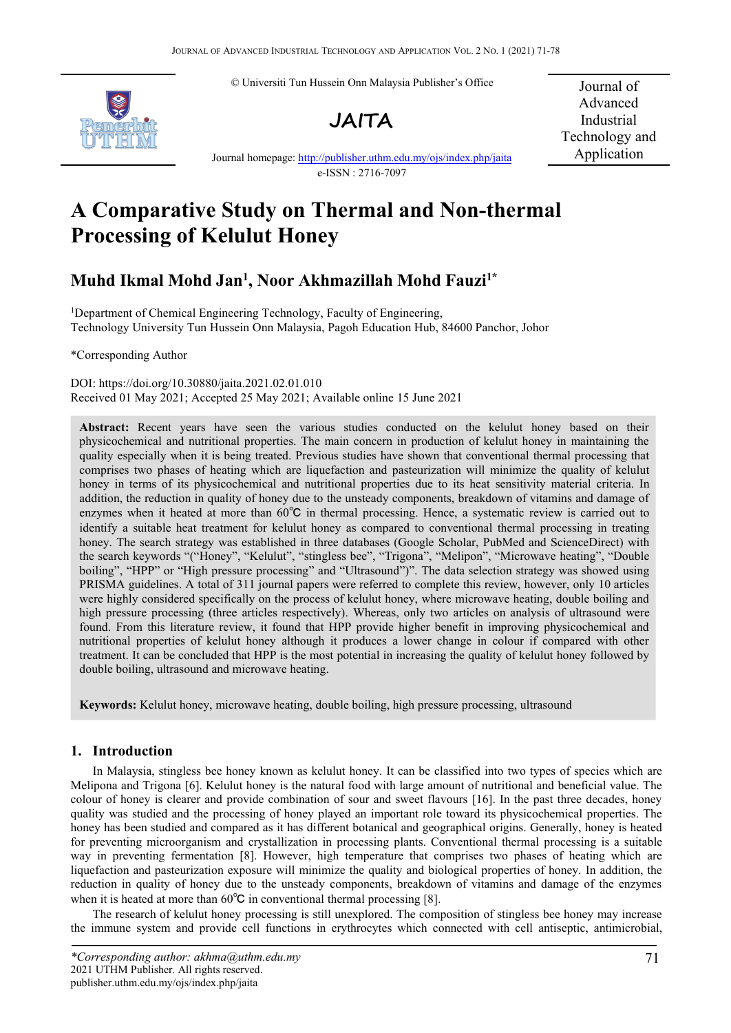© Universiti Tun Hussein Onn Malaysia Publisher's Office

**JAITA**

Journal homepage: http://publisher.uthm.edu.my/ojs/index.php/jaita

e-ISSN : 2716-7097

Journal of Advanced Industrial Technology and Application

# A Comparative Study on Thermal and Non-thermal Processing of Kelulut Honey

**Muhd Ikmal Mohd Jan[1], Noor Akhmazillah Mohd Fauzi[1*]**

[1]Department of Chemical Engineering Technology, Faculty of Engineering, Technology University Tun Hussein Onn Malaysia, Pagoh Education Hub, 84600 Panchor, Johor

*Corresponding Author

DOI: https://doi.org/10.30880/jaita.2021.02.01.010

Received 01 May 2021; Accepted 25 May 2021; Available online 15 June 2021

**Abstract:** Recent years have seen the various studies conducted on the kelulut honey based on their physicochemical and nutritional properties. The main concern in production of kelulut honey in maintaining the quality especially when it is being treated. Previous studies have shown that conventional thermal processing that comprises two phases of heating which are liquefaction and pasteurization will minimize the quality of kelulut honey in terms of its physicochemical and nutritional properties due to its heat sensitivity material criteria. In addition, the reduction in quality of honey due to the unsteady components, breakdown of vitamins and damage of enzymes when it heated at more than 60℃ in thermal processing. Hence, a systematic review is carried out to identify a suitable heat treatment for kelulut honey as compared to conventional thermal processing in treating honey. The search strategy was established in three databases (Google Scholar, PubMed and ScienceDirect) with the search keywords "("Honey", "Kelulut", "stingless bee", "Trigona", "Melipon", "Microwave heating", "Double boiling", "HPP" or "High pressure processing" and "Ultrasound")". The data selection strategy was showed using PRISMA guidelines. A total of 311 journal papers were referred to complete this review, however, only 10 articles were highly considered specifically on the process of kelulut honey, where microwave heating, double boiling and high pressure processing (three articles respectively). Whereas, only two articles on analysis of ultrasound were found. From this literature review, it found that HPP provide higher benefit in improving physicochemical and nutritional properties of kelulut honey although it produces a lower change in colour if compared with other treatment. It can be concluded that HPP is the most potential in increasing the quality of kelulut honey followed by double boiling, ultrasound and microwave heating.

**Keywords:** Kelulut honey, microwave heating, double boiling, high pressure processing, ultrasound

## 1. Introduction

In Malaysia, stingless bee honey known as kelulut honey. It can be classified into two types of species which are Melipona and Trigona [6]. Kelulut honey is the natural food with large amount of nutritional and beneficial value. The colour of honey is clearer and provide combination of sour and sweet flavours [16]. In the past three decades, honey quality was studied and the processing of honey played an important role toward its physicochemical properties. The honey has been studied and compared as it has different botanical and geographical origins. Generally, honey is heated for preventing microorganism and crystallization in processing plants. Conventional thermal processing is a suitable way in preventing fermentation [8]. However, high temperature that comprises two phases of heating which are liquefaction and pasteurization exposure will minimize the quality and biological properties of honey. In addition, the reduction in quality of honey due to the unsteady components, breakdown of vitamins and damage of the enzymes when it is heated at more than 60℃ in conventional thermal processing [8].

The research of kelulut honey processing is still unexplored. The composition of stingless bee honey may increase the immune system and provide cell functions in erythrocytes which connected with cell antiseptic, antimicrobial,

*Corresponding author: akhma@uthm.edu.my
2021 UTHM Publisher. All rights reserved.
publisher.uthm.edu.my/ojs/index.php/jaita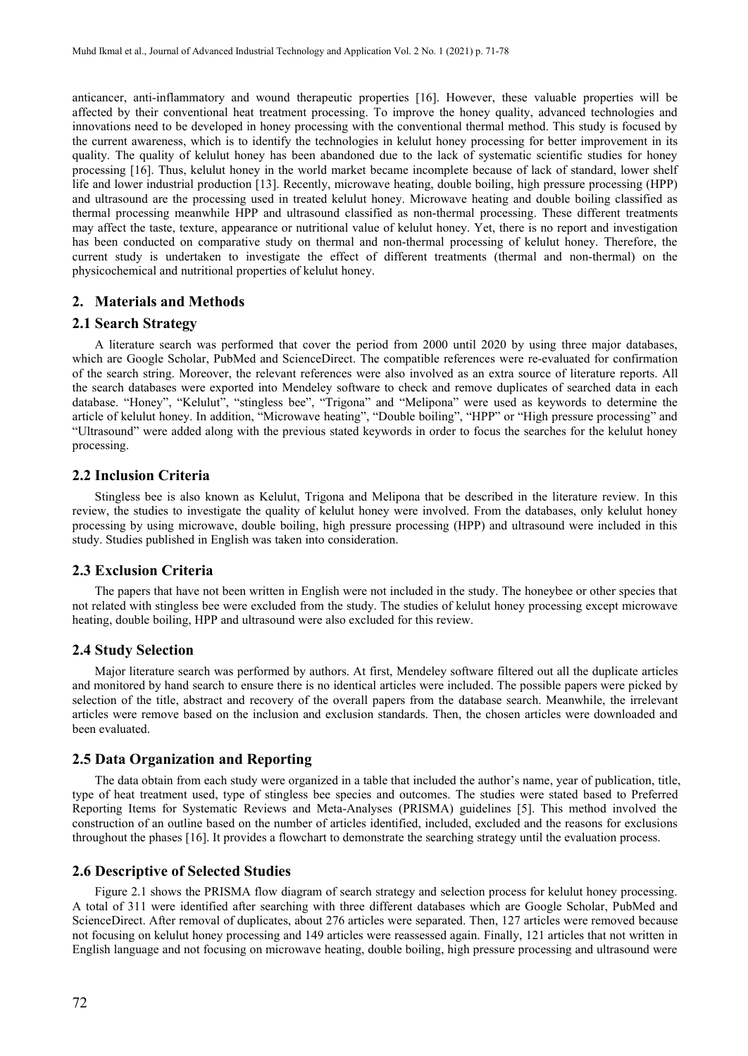anticancer, anti-inflammatory and wound therapeutic properties [16]. However, these valuable properties will be affected by their conventional heat treatment processing. To improve the honey quality, advanced technologies and innovations need to be developed in honey processing with the conventional thermal method. This study is focused by the current awareness, which is to identify the technologies in kelulut honey processing for better improvement in its quality. The quality of kelulut honey has been abandoned due to the lack of systematic scientific studies for honey processing [16]. Thus, kelulut honey in the world market became incomplete because of lack of standard, lower shelf life and lower industrial production [13]. Recently, microwave heating, double boiling, high pressure processing (HPP) and ultrasound are the processing used in treated kelulut honey. Microwave heating and double boiling classified as thermal processing meanwhile HPP and ultrasound classified as non-thermal processing. These different treatments may affect the taste, texture, appearance or nutritional value of kelulut honey. Yet, there is no report and investigation has been conducted on comparative study on thermal and non-thermal processing of kelulut honey. Therefore, the current study is undertaken to investigate the effect of different treatments (thermal and non-thermal) on the physicochemical and nutritional properties of kelulut honey.

## 2. Materials and Methods

### 2.1 Search Strategy

A literature search was performed that cover the period from 2000 until 2020 by using three major databases, which are Google Scholar, PubMed and ScienceDirect. The compatible references were re-evaluated for confirmation of the search string. Moreover, the relevant references were also involved as an extra source of literature reports. All the search databases were exported into Mendeley software to check and remove duplicates of searched data in each database. "Honey", "Kelulut", "stingless bee", "Trigona" and "Melipona" were used as keywords to determine the article of kelulut honey. In addition, "Microwave heating", "Double boiling", "HPP" or "High pressure processing" and "Ultrasound" were added along with the previous stated keywords in order to focus the searches for the kelulut honey processing.

### 2.2 Inclusion Criteria

Stingless bee is also known as Kelulut, Trigona and Melipona that be described in the literature review. In this review, the studies to investigate the quality of kelulut honey were involved. From the databases, only kelulut honey processing by using microwave, double boiling, high pressure processing (HPP) and ultrasound were included in this study. Studies published in English was taken into consideration.

### 2.3 Exclusion Criteria

The papers that have not been written in English were not included in the study. The honeybee or other species that not related with stingless bee were excluded from the study. The studies of kelulut honey processing except microwave heating, double boiling, HPP and ultrasound were also excluded for this review.

### 2.4 Study Selection

Major literature search was performed by authors. At first, Mendeley software filtered out all the duplicate articles and monitored by hand search to ensure there is no identical articles were included. The possible papers were picked by selection of the title, abstract and recovery of the overall papers from the database search. Meanwhile, the irrelevant articles were remove based on the inclusion and exclusion standards. Then, the chosen articles were downloaded and been evaluated.

### 2.5 Data Organization and Reporting

The data obtain from each study were organized in a table that included the author's name, year of publication, title, type of heat treatment used, type of stingless bee species and outcomes. The studies were stated based to Preferred Reporting Items for Systematic Reviews and Meta-Analyses (PRISMA) guidelines [5]. This method involved the construction of an outline based on the number of articles identified, included, excluded and the reasons for exclusions throughout the phases [16]. It provides a flowchart to demonstrate the searching strategy until the evaluation process.

### 2.6 Descriptive of Selected Studies

Figure 2.1 shows the PRISMA flow diagram of search strategy and selection process for kelulut honey processing. A total of 311 were identified after searching with three different databases which are Google Scholar, PubMed and ScienceDirect. After removal of duplicates, about 276 articles were separated. Then, 127 articles were removed because not focusing on kelulut honey processing and 149 articles were reassessed again. Finally, 121 articles that not written in English language and not focusing on microwave heating, double boiling, high pressure processing and ultrasound were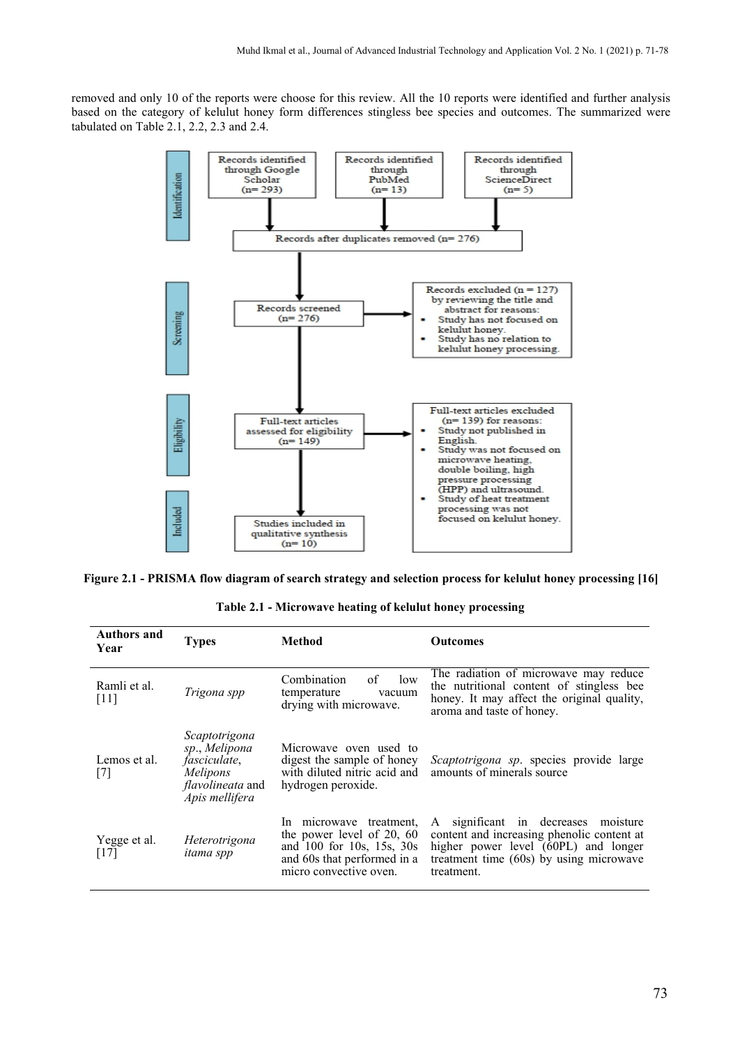removed and only 10 of the reports were choose for this review. All the 10 reports were identified and further analysis based on the category of kelulut honey form differences stingless bee species and outcomes. The summarized were tabulated on Table 2.1, 2.2, 2.3 and 2.4.

**Identification**

- Records identified through Google Scholar (n= 293)
- Records identified through PubMed (n= 13)
- Records identified through ScienceDirect (n= 5)

Records after duplicates removed (n= 276)

**Screening**

Records screened (n= 276)

Records excluded (n = 127) by reviewing the title and abstract for reasons:

- Study has not focused on kelulut honey.
- Study has no relation to kelulut honey processing.

**Eligibility**

Full-text articles assessed for eligibility (n= 149)

Full-text articles excluded (n= 139) for reasons:

- Study not published in English.
- Study was not focused on microwave heating, double boiling, high pressure processing (HPP) and ultrasound.
- Study of heat treatment processing was not focused on kelulut honey.

**Included**

Studies included in qualitative synthesis (n= 10)

**Figure 2.1 - PRISMA flow diagram of search strategy and selection process for kelulut honey processing [16]**

**Table 2.1 - Microwave heating of kelulut honey processing**

| Authors and Year | Types | Method | Outcomes |
|---|---|---|---|
| Ramli et al. [11] | *Trigona spp* | Combination of low temperature vacuum drying with microwave. | The radiation of microwave may reduce the nutritional content of stingless bee honey. It may affect the original quality, aroma and taste of honey. |
| Lemos et al. [7] | *Scaptotrigona sp*., *Melipona fasciculate*, *Melipons flavolineata* and *Apis mellifera* | Microwave oven used to digest the sample of honey with diluted nitric acid and hydrogen peroxide. | *Scaptotrigona sp*. species provide large amounts of minerals source |
| Yegge et al. [17] | *Heterotrigona itama spp* | In microwave treatment, the power level of 20, 60 and 100 for 10s, 15s, 30s and 60s that performed in a micro convective oven. | A significant in decreases moisture content and increasing phenolic content at higher power level (60PL) and longer treatment time (60s) by using microwave treatment. |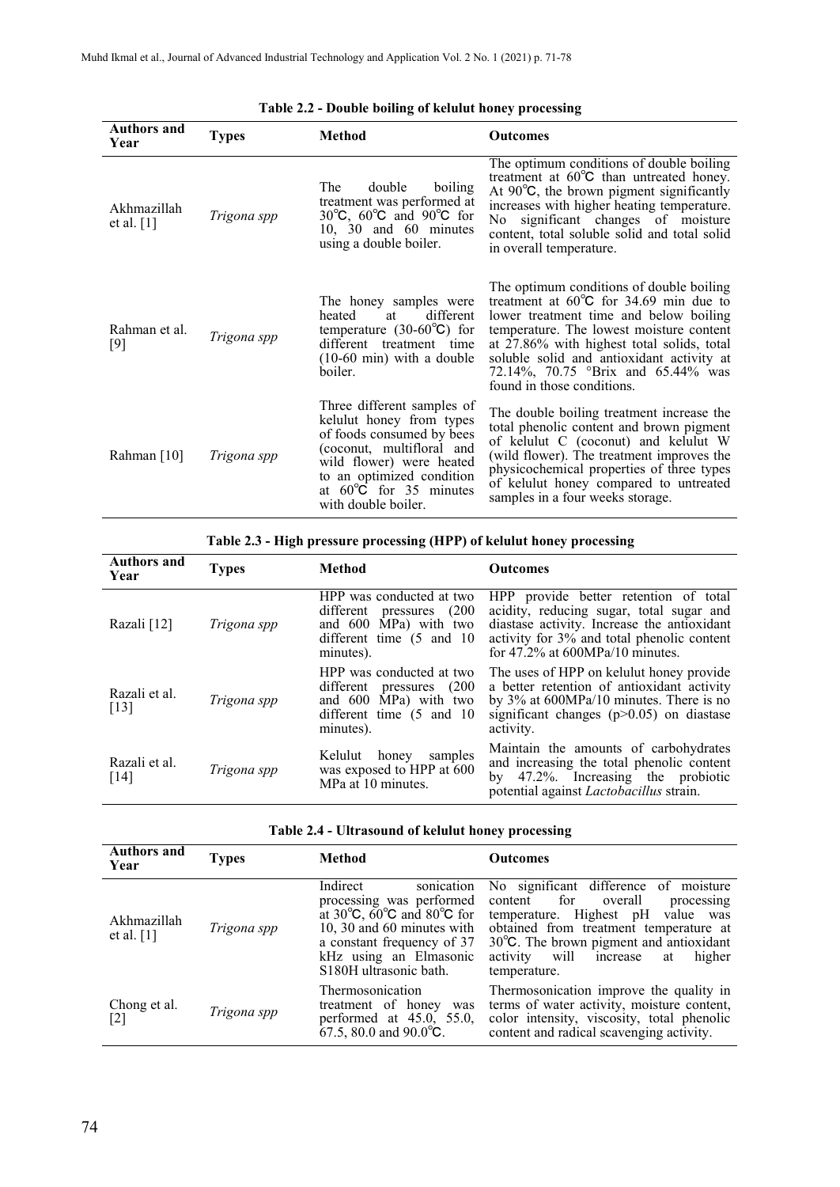**Table 2.2 - Double boiling of kelulut honey processing**

| Authors and Year | Types | Method | Outcomes |
|---|---|---|---|
| Akhmazillah et al. [1] | *Trigona spp* | The double boiling treatment was performed at 30℃, 60℃ and 90℃ for 10, 30 and 60 minutes using a double boiler. | The optimum conditions of double boiling treatment at 60℃ than untreated honey. At 90℃, the brown pigment significantly increases with higher heating temperature. No significant changes of moisture content, total soluble solid and total solid in overall temperature. |
| Rahman et al. [9] | *Trigona spp* | The honey samples were heated at different temperature (30-60℃) for different treatment time (10-60 min) with a double boiler. | The optimum conditions of double boiling treatment at 60℃ for 34.69 min due to lower treatment time and below boiling temperature. The lowest moisture content at 27.86% with highest total solids, total soluble solid and antioxidant activity at 72.14%, 70.75 °Brix and 65.44% was found in those conditions. |
| Rahman [10] | *Trigona spp* | Three different samples of kelulut honey from types of foods consumed by bees (coconut, multifloral and wild flower) were heated to an optimized condition at 60℃ for 35 minutes with double boiler. | The double boiling treatment increase the total phenolic content and brown pigment of kelulut C (coconut) and kelulut W (wild flower). The treatment improves the physicochemical properties of three types of kelulut honey compared to untreated samples in a four weeks storage. |

**Table 2.3 - High pressure processing (HPP) of kelulut honey processing**

| Authors and Year | Types | Method | Outcomes |
|---|---|---|---|
| Razali [12] | *Trigona spp* | HPP was conducted at two different pressures (200 and 600 MPa) with two different time (5 and 10 minutes). | HPP provide better retention of total acidity, reducing sugar, total sugar and diastase activity. Increase the antioxidant activity for 3% and total phenolic content for 47.2% at 600MPa/10 minutes. |
| Razali et al. [13] | *Trigona spp* | HPP was conducted at two different pressures (200 and 600 MPa) with two different time (5 and 10 minutes). | The uses of HPP on kelulut honey provide a better retention of antioxidant activity by 3% at 600MPa/10 minutes. There is no significant changes ($p>0.05$) on diastase activity. |
| Razali et al. [14] | *Trigona spp* | Kelulut honey samples was exposed to HPP at 600 MPa at 10 minutes. | Maintain the amounts of carbohydrates and increasing the total phenolic content by 47.2%. Increasing the probiotic potential against *Lactobacillus* strain. |

**Table 2.4 - Ultrasound of kelulut honey processing**

| Authors and Year | Types | Method | Outcomes |
|---|---|---|---|
| Akhmazillah et al. [1] | *Trigona spp* | Indirect sonication processing was performed at 30℃, 60℃ and 80℃ for 10, 30 and 60 minutes with a constant frequency of 37 kHz using an Elmasonic S180H ultrasonic bath. | No significant difference of moisture content for overall processing temperature. Highest pH value was obtained from treatment temperature at 30℃. The brown pigment and antioxidant activity will increase at higher temperature. |
| Chong et al. [2] | *Trigona spp* | Thermosonication treatment of honey was performed at 45.0, 55.0, 67.5, 80.0 and 90.0℃. | Thermosonication improve the quality in terms of water activity, moisture content, color intensity, viscosity, total phenolic content and radical scavenging activity. |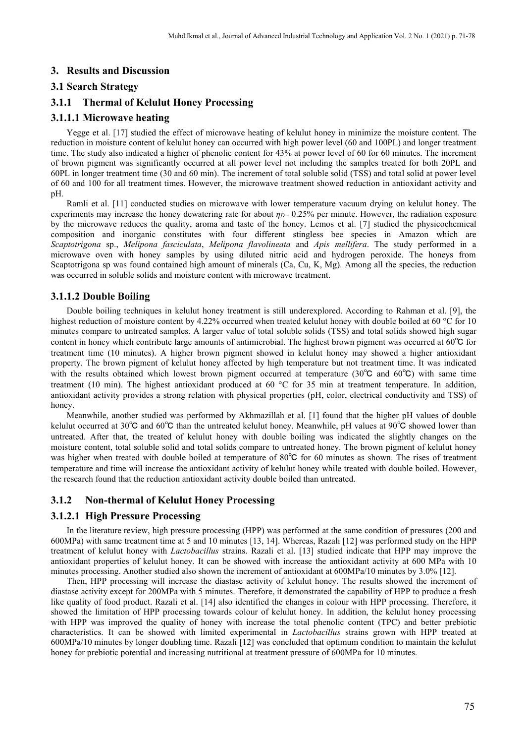## 3. Results and Discussion

### 3.1 Search Strategy

### 3.1.1 Thermal of Kelulut Honey Processing

#### 3.1.1.1 Microwave heating

Yegge et al. [17] studied the effect of microwave heating of kelulut honey in minimize the moisture content. The reduction in moisture content of kelulut honey can occurred with high power level (60 and 100PL) and longer treatment time. The study also indicated a higher of phenolic content for 43% at power level of 60 for 60 minutes. The increment of brown pigment was significantly occurred at all power level not including the samples treated for both 20PL and 60PL in longer treatment time (30 and 60 min). The increment of total soluble solid (TSS) and total solid at power level of 60 and 100 for all treatment times. However, the microwave treatment showed reduction in antioxidant activity and pH.

Ramli et al. [11] conducted studies on microwave with lower temperature vacuum drying on kelulut honey. The experiments may increase the honey dewatering rate for about $\eta_D = 0.25\%$ per minute. However, the radiation exposure by the microwave reduces the quality, aroma and taste of the honey. Lemos et al. [7] studied the physicochemical composition and inorganic constitutes with four different stingless bee species in Amazon which are *Scaptotrigona* sp., *Melipona fasciculata*, *Melipona flavolineata* and *Apis mellifera*. The study performed in a microwave oven with honey samples by using diluted nitric acid and hydrogen peroxide. The honeys from Scaptotrigona sp was found contained high amount of minerals (Ca, Cu, K, Mg). Among all the species, the reduction was occurred in soluble solids and moisture content with microwave treatment.

#### 3.1.1.2 Double Boiling

Double boiling techniques in kelulut honey treatment is still underexplored. According to Rahman et al. [9], the highest reduction of moisture content by 4.22% occurred when treated kelulut honey with double boiled at 60 °C for 10 minutes compare to untreated samples. A larger value of total soluble solids (TSS) and total solids showed high sugar content in honey which contribute large amounts of antimicrobial. The highest brown pigment was occurred at 60℃ for treatment time (10 minutes). A higher brown pigment showed in kelulut honey may showed a higher antioxidant property. The brown pigment of kelulut honey affected by high temperature but not treatment time. It was indicated with the results obtained which lowest brown pigment occurred at temperature (30℃ and 60℃) with same time treatment (10 min). The highest antioxidant produced at 60 °C for 35 min at treatment temperature. In addition, antioxidant activity provides a strong relation with physical properties (pH, color, electrical conductivity and TSS) of honey.

Meanwhile, another studied was performed by Akhmazillah et al. [1] found that the higher pH values of double kelulut occurred at 30℃ and 60℃ than the untreated kelulut honey. Meanwhile, pH values at 90℃ showed lower than untreated. After that, the treated of kelulut honey with double boiling was indicated the slightly changes on the moisture content, total soluble solid and total solids compare to untreated honey. The brown pigment of kelulut honey was higher when treated with double boiled at temperature of 80℃ for 60 minutes as shown. The rises of treatment temperature and time will increase the antioxidant activity of kelulut honey while treated with double boiled. However, the research found that the reduction antioxidant activity double boiled than untreated.

### 3.1.2 Non-thermal of Kelulut Honey Processing

#### 3.1.2.1 High Pressure Processing

In the literature review, high pressure processing (HPP) was performed at the same condition of pressures (200 and 600MPa) with same treatment time at 5 and 10 minutes [13, 14]. Whereas, Razali [12] was performed study on the HPP treatment of kelulut honey with *Lactobacillus* strains. Razali et al. [13] studied indicate that HPP may improve the antioxidant properties of kelulut honey. It can be showed with increase the antioxidant activity at 600 MPa with 10 minutes processing. Another studied also shown the increment of antioxidant at 600MPa/10 minutes by 3.0% [12].

Then, HPP processing will increase the diastase activity of kelulut honey. The results showed the increment of diastase activity except for 200MPa with 5 minutes. Therefore, it demonstrated the capability of HPP to produce a fresh like quality of food product. Razali et al. [14] also identified the changes in colour with HPP processing. Therefore, it showed the limitation of HPP processing towards colour of kelulut honey. In addition, the kelulut honey processing with HPP was improved the quality of honey with increase the total phenolic content (TPC) and better prebiotic characteristics. It can be showed with limited experimental in *Lactobacillus* strains grown with HPP treated at 600MPa/10 minutes by longer doubling time. Razali [12] was concluded that optimum condition to maintain the kelulut honey for prebiotic potential and increasing nutritional at treatment pressure of 600MPa for 10 minutes.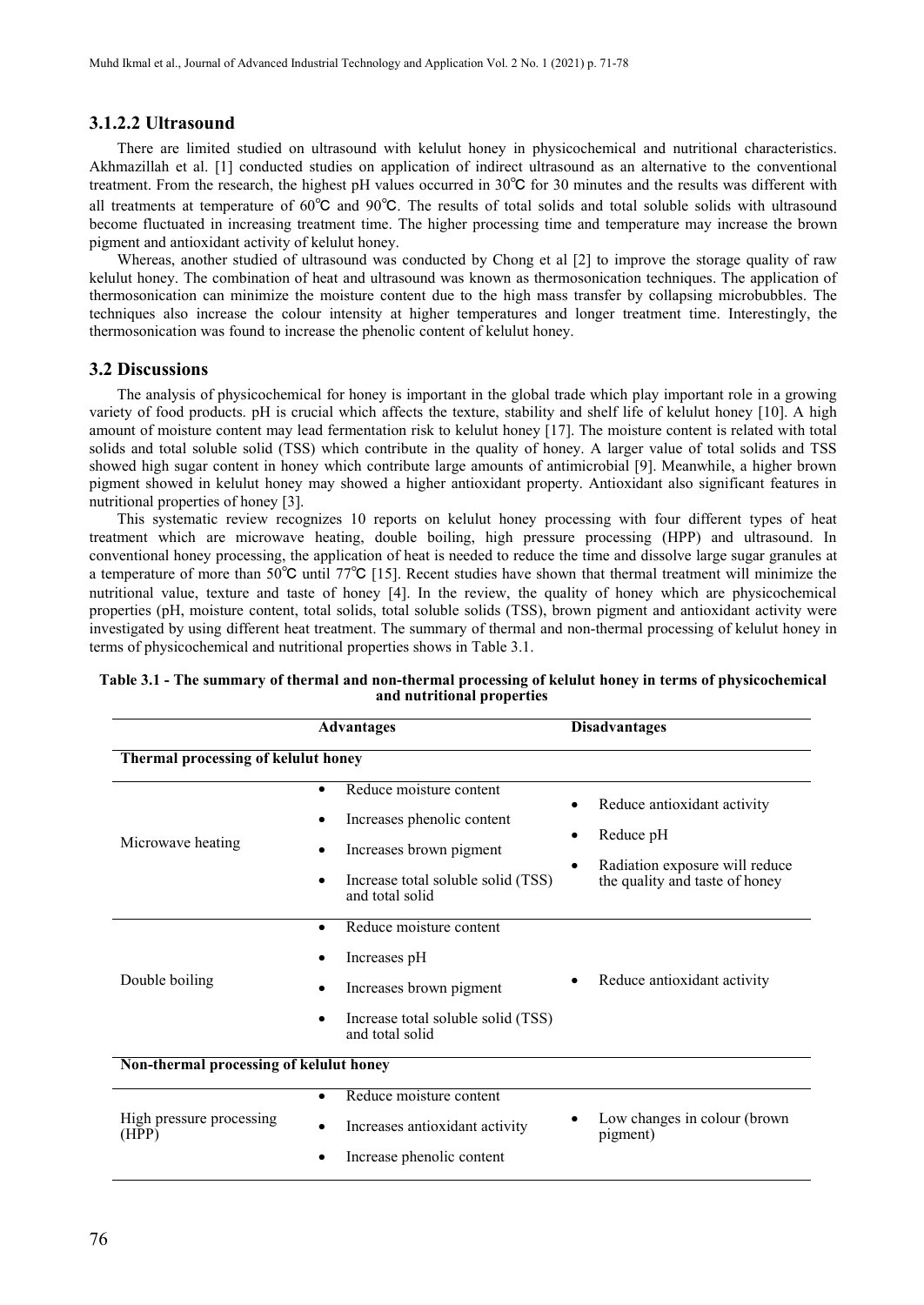### 3.1.2.2 Ultrasound

There are limited studied on ultrasound with kelulut honey in physicochemical and nutritional characteristics. Akhmazillah et al. [1] conducted studies on application of indirect ultrasound as an alternative to the conventional treatment. From the research, the highest pH values occurred in 30℃ for 30 minutes and the results was different with all treatments at temperature of 60℃ and 90℃. The results of total solids and total soluble solids with ultrasound become fluctuated in increasing treatment time. The higher processing time and temperature may increase the brown pigment and antioxidant activity of kelulut honey.

Whereas, another studied of ultrasound was conducted by Chong et al [2] to improve the storage quality of raw kelulut honey. The combination of heat and ultrasound was known as thermosonication techniques. The application of thermosonication can minimize the moisture content due to the high mass transfer by collapsing microbubbles. The techniques also increase the colour intensity at higher temperatures and longer treatment time. Interestingly, the thermosonication was found to increase the phenolic content of kelulut honey.

## 3.2 Discussions

The analysis of physicochemical for honey is important in the global trade which play important role in a growing variety of food products. pH is crucial which affects the texture, stability and shelf life of kelulut honey [10]. A high amount of moisture content may lead fermentation risk to kelulut honey [17]. The moisture content is related with total solids and total soluble solid (TSS) which contribute in the quality of honey. A larger value of total solids and TSS showed high sugar content in honey which contribute large amounts of antimicrobial [9]. Meanwhile, a higher brown pigment showed in kelulut honey may showed a higher antioxidant property. Antioxidant also significant features in nutritional properties of honey [3].

This systematic review recognizes 10 reports on kelulut honey processing with four different types of heat treatment which are microwave heating, double boiling, high pressure processing (HPP) and ultrasound. In conventional honey processing, the application of heat is needed to reduce the time and dissolve large sugar granules at a temperature of more than 50℃ until 77℃ [15]. Recent studies have shown that thermal treatment will minimize the nutritional value, texture and taste of honey [4]. In the review, the quality of honey which are physicochemical properties (pH, moisture content, total solids, total soluble solids (TSS), brown pigment and antioxidant activity were investigated by using different heat treatment. The summary of thermal and non-thermal processing of kelulut honey in terms of physicochemical and nutritional properties shows in Table 3.1.

**Table 3.1 - The summary of thermal and non-thermal processing of kelulut honey in terms of physicochemical and nutritional properties**

| | Advantages | Disadvantages |
|---|---|---|
| **Thermal processing of kelulut honey** | | |
| Microwave heating | • Reduce moisture content<br>• Increases phenolic content<br>• Increases brown pigment<br>• Increase total soluble solid (TSS) and total solid | • Reduce antioxidant activity<br>• Reduce pH<br>• Radiation exposure will reduce the quality and taste of honey |
| Double boiling | • Reduce moisture content<br>• Increases pH<br>• Increases brown pigment<br>• Increase total soluble solid (TSS) and total solid | • Reduce antioxidant activity |
| **Non-thermal processing of kelulut honey** | | |
| High pressure processing (HPP) | • Reduce moisture content<br>• Increases antioxidant activity<br>• Increase phenolic content | • Low changes in colour (brown pigment) |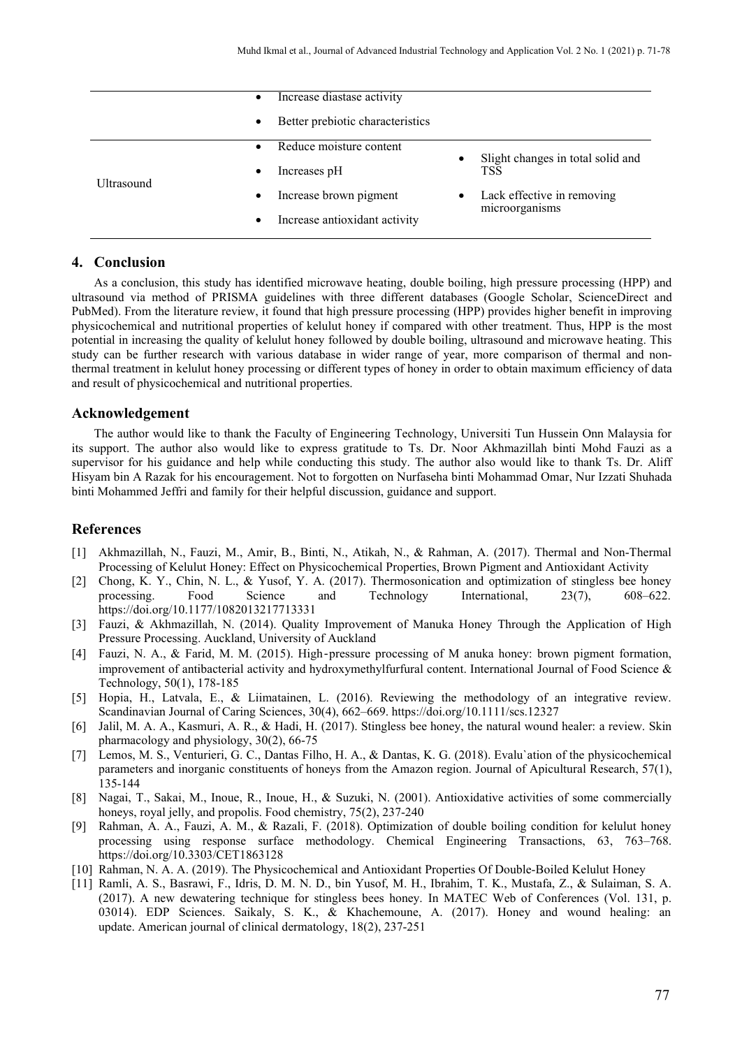| | | |
|---|---|---|
| | • Increase diastase activity<br>• Better prebiotic characteristics | |
| Ultrasound | • Reduce moisture content<br>• Increases pH<br>• Increase brown pigment<br>• Increase antioxidant activity | • Slight changes in total solid and TSS<br>• Lack effective in removing microorganisms |

## 4. Conclusion

As a conclusion, this study has identified microwave heating, double boiling, high pressure processing (HPP) and ultrasound via method of PRISMA guidelines with three different databases (Google Scholar, ScienceDirect and PubMed). From the literature review, it found that high pressure processing (HPP) provides higher benefit in improving physicochemical and nutritional properties of kelulut honey if compared with other treatment. Thus, HPP is the most potential in increasing the quality of kelulut honey followed by double boiling, ultrasound and microwave heating. This study can be further research with various database in wider range of year, more comparison of thermal and non-thermal treatment in kelulut honey processing or different types of honey in order to obtain maximum efficiency of data and result of physicochemical and nutritional properties.

## Acknowledgement

The author would like to thank the Faculty of Engineering Technology, Universiti Tun Hussein Onn Malaysia for its support. The author also would like to express gratitude to Ts. Dr. Noor Akhmazillah binti Mohd Fauzi as a supervisor for his guidance and help while conducting this study. The author also would like to thank Ts. Dr. Aliff Hisyam bin A Razak for his encouragement. Not to forgotten on Nurfaseha binti Mohammad Omar, Nur Izzati Shuhada binti Mohammed Jeffri and family for their helpful discussion, guidance and support.

## References

[1] Akhmazillah, N., Fauzi, M., Amir, B., Binti, N., Atikah, N., & Rahman, A. (2017). Thermal and Non-Thermal Processing of Kelulut Honey: Effect on Physicochemical Properties, Brown Pigment and Antioxidant Activity

[2] Chong, K. Y., Chin, N. L., & Yusof, Y. A. (2017). Thermosonication and optimization of stingless bee honey processing. Food Science and Technology International, 23(7), 608–622. https://doi.org/10.1177/1082013217713331

[3] Fauzi, & Akhmazillah, N. (2014). Quality Improvement of Manuka Honey Through the Application of High Pressure Processing. Auckland, University of Auckland

[4] Fauzi, N. A., & Farid, M. M. (2015). High‐pressure processing of M anuka honey: brown pigment formation, improvement of antibacterial activity and hydroxymethylfurfural content. International Journal of Food Science & Technology, 50(1), 178-185

[5] Hopia, H., Latvala, E., & Liimatainen, L. (2016). Reviewing the methodology of an integrative review. Scandinavian Journal of Caring Sciences, 30(4), 662–669. https://doi.org/10.1111/scs.12327

[6] Jalil, M. A. A., Kasmuri, A. R., & Hadi, H. (2017). Stingless bee honey, the natural wound healer: a review. Skin pharmacology and physiology, 30(2), 66-75

[7] Lemos, M. S., Venturieri, G. C., Dantas Filho, H. A., & Dantas, K. G. (2018). Evalu`ation of the physicochemical parameters and inorganic constituents of honeys from the Amazon region. Journal of Apicultural Research, 57(1), 135-144

[8] Nagai, T., Sakai, M., Inoue, R., Inoue, H., & Suzuki, N. (2001). Antioxidative activities of some commercially honeys, royal jelly, and propolis. Food chemistry, 75(2), 237-240

[9] Rahman, A. A., Fauzi, A. M., & Razali, F. (2018). Optimization of double boiling condition for kelulut honey processing using response surface methodology. Chemical Engineering Transactions, 63, 763–768. https://doi.org/10.3303/CET1863128

[10] Rahman, N. A. A. (2019). The Physicochemical and Antioxidant Properties Of Double-Boiled Kelulut Honey

[11] Ramli, A. S., Basrawi, F., Idris, D. M. N. D., bin Yusof, M. H., Ibrahim, T. K., Mustafa, Z., & Sulaiman, S. A. (2017). A new dewatering technique for stingless bees honey. In MATEC Web of Conferences (Vol. 131, p. 03014). EDP Sciences. Saikaly, S. K., & Khachemoune, A. (2017). Honey and wound healing: an update. American journal of clinical dermatology, 18(2), 237-251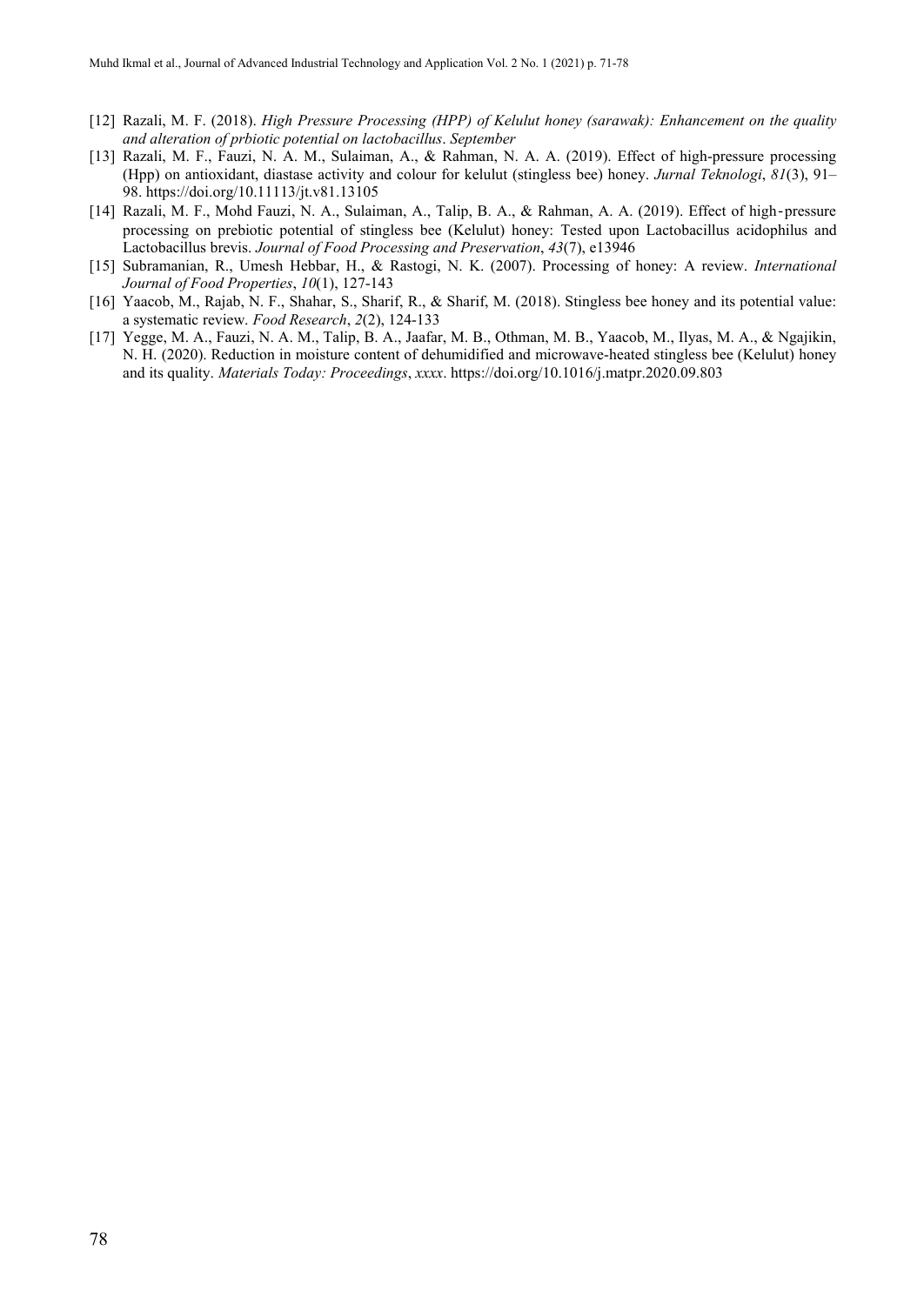[12] Razali, M. F. (2018). *High Pressure Processing (HPP) of Kelulut honey (sarawak): Enhancement on the quality and alteration of prbiotic potential on lactobacillus*. *September*

[13] Razali, M. F., Fauzi, N. A. M., Sulaiman, A., & Rahman, N. A. A. (2019). Effect of high-pressure processing (Hpp) on antioxidant, diastase activity and colour for kelulut (stingless bee) honey. *Jurnal Teknologi*, *81*(3), 91–98. https://doi.org/10.11113/jt.v81.13105

[14] Razali, M. F., Mohd Fauzi, N. A., Sulaiman, A., Talip, B. A., & Rahman, A. A. (2019). Effect of high‐pressure processing on prebiotic potential of stingless bee (Kelulut) honey: Tested upon Lactobacillus acidophilus and Lactobacillus brevis. *Journal of Food Processing and Preservation*, *43*(7), e13946

[15] Subramanian, R., Umesh Hebbar, H., & Rastogi, N. K. (2007). Processing of honey: A review. *International Journal of Food Properties*, *10*(1), 127-143

[16] Yaacob, M., Rajab, N. F., Shahar, S., Sharif, R., & Sharif, M. (2018). Stingless bee honey and its potential value: a systematic review. *Food Research*, *2*(2), 124-133

[17] Yegge, M. A., Fauzi, N. A. M., Talip, B. A., Jaafar, M. B., Othman, M. B., Yaacob, M., Ilyas, M. A., & Ngajikin, N. H. (2020). Reduction in moisture content of dehumidified and microwave-heated stingless bee (Kelulut) honey and its quality. *Materials Today: Proceedings*, *xxxx*. https://doi.org/10.1016/j.matpr.2020.09.803